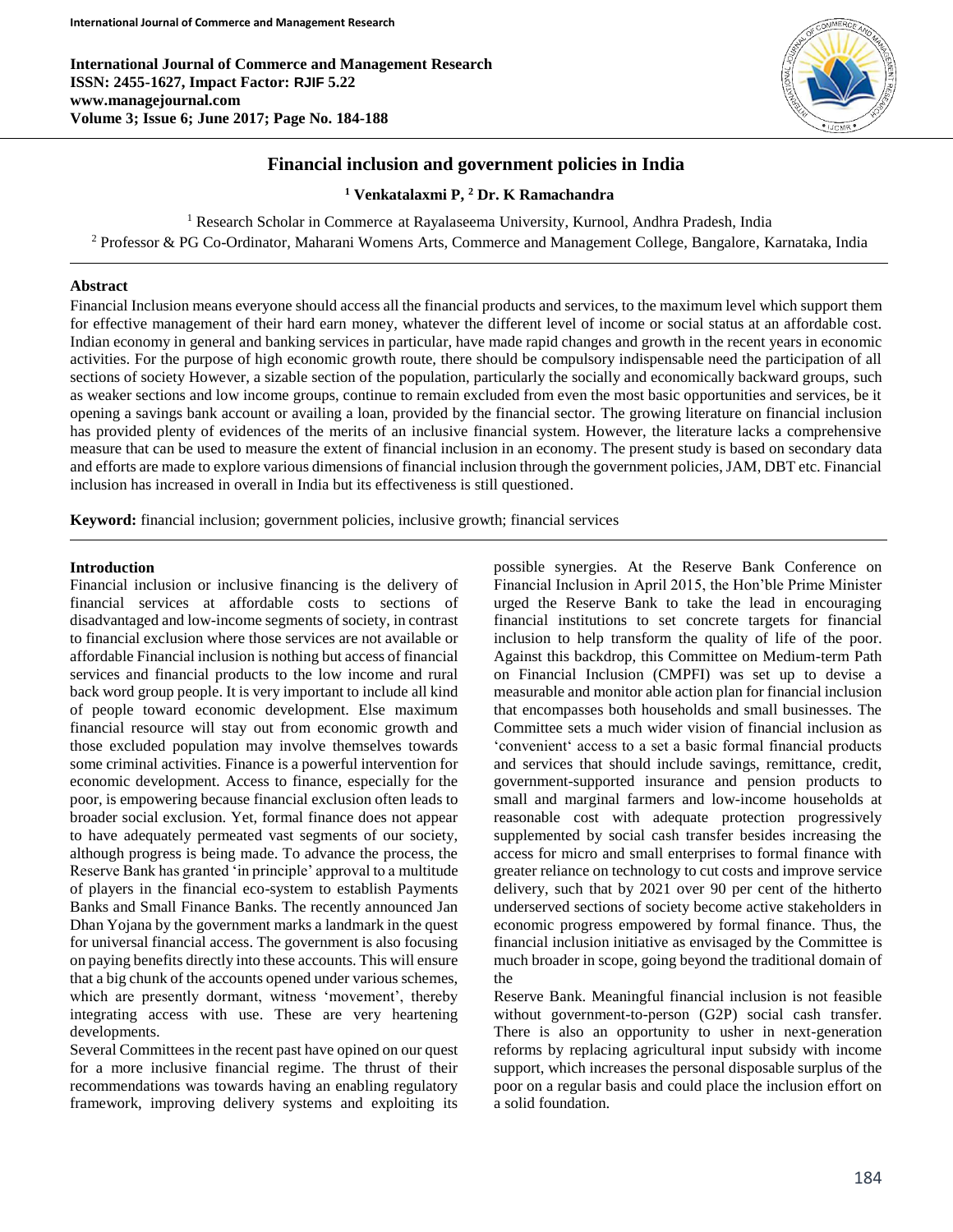# Financial inclusion and government policies in India

**[1] Venkatalaxmi P, [2] Dr. K Ramachandra**

[1] Research Scholar in Commerce at Rayalaseema University, Kurnool, Andhra Pradesh, India
[2] Professor & PG Co-Ordinator, Maharani Womens Arts, Commerce and Management College, Bangalore, Karnataka, India

## Abstract

Financial Inclusion means everyone should access all the financial products and services, to the maximum level which support them for effective management of their hard earn money, whatever the different level of income or social status at an affordable cost. Indian economy in general and banking services in particular, have made rapid changes and growth in the recent years in economic activities. For the purpose of high economic growth route, there should be compulsory indispensable need the participation of all sections of society However, a sizable section of the population, particularly the socially and economically backward groups, such as weaker sections and low income groups, continue to remain excluded from even the most basic opportunities and services, be it opening a savings bank account or availing a loan, provided by the financial sector. The growing literature on financial inclusion has provided plenty of evidences of the merits of an inclusive financial system. However, the literature lacks a comprehensive measure that can be used to measure the extent of financial inclusion in an economy. The present study is based on secondary data and efforts are made to explore various dimensions of financial inclusion through the government policies, JAM, DBT etc. Financial inclusion has increased in overall in India but its effectiveness is still questioned.

**Keyword:** financial inclusion; government policies, inclusive growth; financial services

## Introduction

Financial inclusion or inclusive financing is the delivery of financial services at affordable costs to sections of disadvantaged and low-income segments of society, in contrast to financial exclusion where those services are not available or affordable Financial inclusion is nothing but access of financial services and financial products to the low income and rural back word group people. It is very important to include all kind of people toward economic development. Else maximum financial resource will stay out from economic growth and those excluded population may involve themselves towards some criminal activities. Finance is a powerful intervention for economic development. Access to finance, especially for the poor, is empowering because financial exclusion often leads to broader social exclusion. Yet, formal finance does not appear to have adequately permeated vast segments of our society, although progress is being made. To advance the process, the Reserve Bank has granted 'in principle' approval to a multitude of players in the financial eco-system to establish Payments Banks and Small Finance Banks. The recently announced Jan Dhan Yojana by the government marks a landmark in the quest for universal financial access. The government is also focusing on paying benefits directly into these accounts. This will ensure that a big chunk of the accounts opened under various schemes, which are presently dormant, witness 'movement', thereby integrating access with use. These are very heartening developments.

Several Committees in the recent past have opined on our quest for a more inclusive financial regime. The thrust of their recommendations was towards having an enabling regulatory framework, improving delivery systems and exploiting its possible synergies. At the Reserve Bank Conference on Financial Inclusion in April 2015, the Hon'ble Prime Minister urged the Reserve Bank to take the lead in encouraging financial institutions to set concrete targets for financial inclusion to help transform the quality of life of the poor. Against this backdrop, this Committee on Medium-term Path on Financial Inclusion (CMPFI) was set up to devise a measurable and monitor able action plan for financial inclusion that encompasses both households and small businesses. The Committee sets a much wider vision of financial inclusion as 'convenient' access to a set a basic formal financial products and services that should include savings, remittance, credit, government-supported insurance and pension products to small and marginal farmers and low-income households at reasonable cost with adequate protection progressively supplemented by social cash transfer besides increasing the access for micro and small enterprises to formal finance with greater reliance on technology to cut costs and improve service delivery, such that by 2021 over 90 per cent of the hitherto underserved sections of society become active stakeholders in economic progress empowered by formal finance. Thus, the financial inclusion initiative as envisaged by the Committee is much broader in scope, going beyond the traditional domain of the Reserve Bank. Meaningful financial inclusion is not feasible without government-to-person (G2P) social cash transfer. There is also an opportunity to usher in next-generation reforms by replacing agricultural input subsidy with income support, which increases the personal disposable surplus of the poor on a regular basis and could place the inclusion effort on a solid foundation.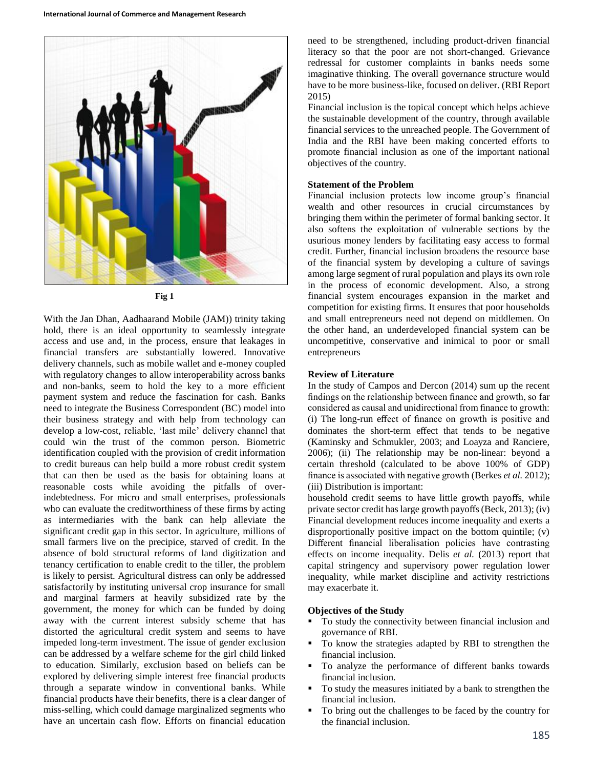Fig 1

With the Jan Dhan, Aadhaarand Mobile (JAM)) trinity taking hold, there is an ideal opportunity to seamlessly integrate access and use and, in the process, ensure that leakages in financial transfers are substantially lowered. Innovative delivery channels, such as mobile wallet and e-money coupled with regulatory changes to allow interoperability across banks and non-banks, seem to hold the key to a more efficient payment system and reduce the fascination for cash. Banks need to integrate the Business Correspondent (BC) model into their business strategy and with help from technology can develop a low-cost, reliable, 'last mile' delivery channel that could win the trust of the common person. Biometric identification coupled with the provision of credit information to credit bureaus can help build a more robust credit system that can then be used as the basis for obtaining loans at reasonable costs while avoiding the pitfalls of over-indebtedness. For micro and small enterprises, professionals who can evaluate the creditworthiness of these firms by acting as intermediaries with the bank can help alleviate the significant credit gap in this sector. In agriculture, millions of small farmers live on the precipice, starved of credit. In the absence of bold structural reforms of land digitization and tenancy certification to enable credit to the tiller, the problem is likely to persist. Agricultural distress can only be addressed satisfactorily by instituting universal crop insurance for small and marginal farmers at heavily subsidized rate by the government, the money for which can be funded by doing away with the current interest subsidy scheme that has distorted the agricultural credit system and seems to have impeded long-term investment. The issue of gender exclusion can be addressed by a welfare scheme for the girl child linked to education. Similarly, exclusion based on beliefs can be explored by delivering simple interest free financial products through a separate window in conventional banks. While financial products have their benefits, there is a clear danger of miss-selling, which could damage marginalized segments who have an uncertain cash flow. Efforts on financial education need to be strengthened, including product-driven financial literacy so that the poor are not short-changed. Grievance redressal for customer complaints in banks needs some imaginative thinking. The overall governance structure would have to be more business-like, focused on deliver. (RBI Report 2015)

Financial inclusion is the topical concept which helps achieve the sustainable development of the country, through available financial services to the unreached people. The Government of India and the RBI have been making concerted efforts to promote financial inclusion as one of the important national objectives of the country.

**Statement of the Problem**

Financial inclusion protects low income group's financial wealth and other resources in crucial circumstances by bringing them within the perimeter of formal banking sector. It also softens the exploitation of vulnerable sections by the usurious money lenders by facilitating easy access to formal credit. Further, financial inclusion broadens the resource base of the financial system by developing a culture of savings among large segment of rural population and plays its own role in the process of economic development. Also, a strong financial system encourages expansion in the market and competition for existing firms. It ensures that poor households and small entrepreneurs need not depend on middlemen. On the other hand, an underdeveloped financial system can be uncompetitive, conservative and inimical to poor or small entrepreneurs

**Review of Literature**

In the study of Campos and Dercon (2014) sum up the recent findings on the relationship between finance and growth, so far considered as causal and unidirectional from finance to growth: (i) The long-run effect of finance on growth is positive and dominates the short-term effect that tends to be negative (Kaminsky and Schmukler, 2003; and Loayza and Ranciere, 2006); (ii) The relationship may be non-linear: beyond a certain threshold (calculated to be above 100% of GDP) finance is associated with negative growth (Berkes *et al.* 2012); (iii) Distribution is important:

household credit seems to have little growth payoffs, while private sector credit has large growth payoffs (Beck, 2013); (iv) Financial development reduces income inequality and exerts a disproportionally positive impact on the bottom quintile; (v) Different financial liberalisation policies have contrasting effects on income inequality. Delis *et al.* (2013) report that capital stringency and supervisory power regulation lower inequality, while market discipline and activity restrictions may exacerbate it.

**Objectives of the Study**

- To study the connectivity between financial inclusion and governance of RBI.
- To know the strategies adapted by RBI to strengthen the financial inclusion.
- To analyze the performance of different banks towards financial inclusion.
- To study the measures initiated by a bank to strengthen the financial inclusion.
- To bring out the challenges to be faced by the country for the financial inclusion.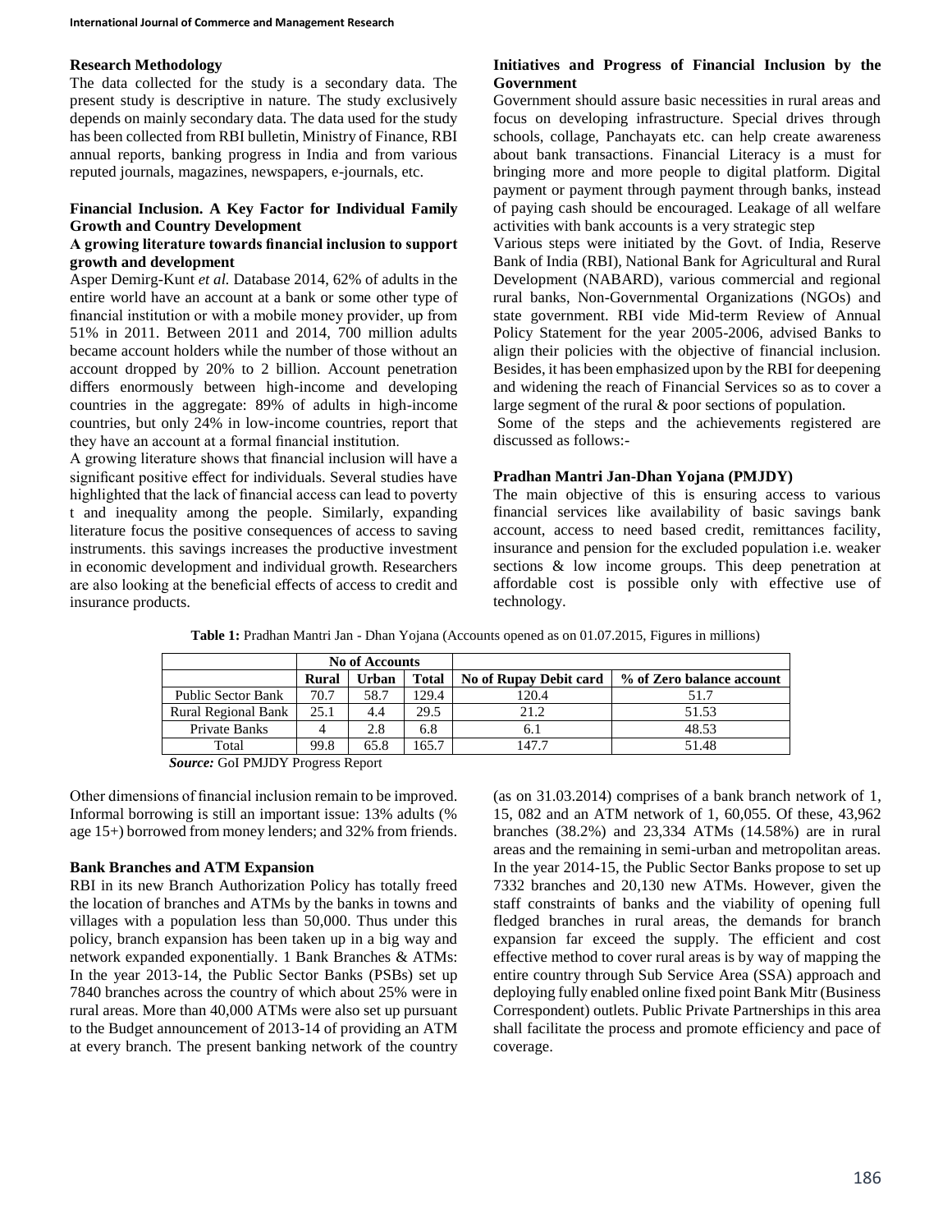## Research Methodology

The data collected for the study is a secondary data. The present study is descriptive in nature. The study exclusively depends on mainly secondary data. The data used for the study has been collected from RBI bulletin, Ministry of Finance, RBI annual reports, banking progress in India and from various reputed journals, magazines, newspapers, e-journals, etc.

## Financial Inclusion. A Key Factor for Individual Family Growth and Country Development

### A growing literature towards financial inclusion to support growth and development

Asper Demirg-Kunt *et al.* Database 2014, 62% of adults in the entire world have an account at a bank or some other type of financial institution or with a mobile money provider, up from 51% in 2011. Between 2011 and 2014, 700 million adults became account holders while the number of those without an account dropped by 20% to 2 billion. Account penetration differs enormously between high-income and developing countries in the aggregate: 89% of adults in high-income countries, but only 24% in low-income countries, report that they have an account at a formal financial institution.

A growing literature shows that financial inclusion will have a significant positive effect for individuals. Several studies have highlighted that the lack of financial access can lead to poverty t and inequality among the people. Similarly, expanding literature focus the positive consequences of access to saving instruments. this savings increases the productive investment in economic development and individual growth. Researchers are also looking at the beneficial effects of access to credit and insurance products.

## Initiatives and Progress of Financial Inclusion by the Government

Government should assure basic necessities in rural areas and focus on developing infrastructure. Special drives through schools, collage, Panchayats etc. can help create awareness about bank transactions. Financial Literacy is a must for bringing more and more people to digital platform. Digital payment or payment through payment through banks, instead of paying cash should be encouraged. Leakage of all welfare activities with bank accounts is a very strategic step

Various steps were initiated by the Govt. of India, Reserve Bank of India (RBI), National Bank for Agricultural and Rural Development (NABARD), various commercial and regional rural banks, Non-Governmental Organizations (NGOs) and state government. RBI vide Mid-term Review of Annual Policy Statement for the year 2005-2006, advised Banks to align their policies with the objective of financial inclusion. Besides, it has been emphasized upon by the RBI for deepening and widening the reach of Financial Services so as to cover a large segment of the rural & poor sections of population.

Some of the steps and the achievements registered are discussed as follows:-

### Pradhan Mantri Jan-Dhan Yojana (PMJDY)

The main objective of this is ensuring access to various financial services like availability of basic savings bank account, access to need based credit, remittances facility, insurance and pension for the excluded population i.e. weaker sections & low income groups. This deep penetration at affordable cost is possible only with effective use of technology.

**Table 1:** Pradhan Mantri Jan - Dhan Yojana (Accounts opened as on 01.07.2015, Figures in millions)

| | No of Accounts | | | | |
|---|---|---|---|---|---|
| | Rural | Urban | Total | No of Rupay Debit card | % of Zero balance account |
| Public Sector Bank | 70.7 | 58.7 | 129.4 | 120.4 | 51.7 |
| Rural Regional Bank | 25.1 | 4.4 | 29.5 | 21.2 | 51.53 |
| Private Banks | 4 | 2.8 | 6.8 | 6.1 | 48.53 |
| Total | 99.8 | 65.8 | 165.7 | 147.7 | 51.48 |

***Source:*** GoI PMJDY Progress Report

Other dimensions of financial inclusion remain to be improved. Informal borrowing is still an important issue: 13% adults (% age 15+) borrowed from money lenders; and 32% from friends.

### Bank Branches and ATM Expansion

RBI in its new Branch Authorization Policy has totally freed the location of branches and ATMs by the banks in towns and villages with a population less than 50,000. Thus under this policy, branch expansion has been taken up in a big way and network expanded exponentially. 1 Bank Branches & ATMs: In the year 2013-14, the Public Sector Banks (PSBs) set up 7840 branches across the country of which about 25% were in rural areas. More than 40,000 ATMs were also set up pursuant to the Budget announcement of 2013-14 of providing an ATM at every branch. The present banking network of the country (as on 31.03.2014) comprises of a bank branch network of 1, 15, 082 and an ATM network of 1, 60,055. Of these, 43,962 branches (38.2%) and 23,334 ATMs (14.58%) are in rural areas and the remaining in semi-urban and metropolitan areas. In the year 2014-15, the Public Sector Banks propose to set up 7332 branches and 20,130 new ATMs. However, given the staff constraints of banks and the viability of opening full fledged branches in rural areas, the demands for branch expansion far exceed the supply. The efficient and cost effective method to cover rural areas is by way of mapping the entire country through Sub Service Area (SSA) approach and deploying fully enabled online fixed point Bank Mitr (Business Correspondent) outlets. Public Private Partnerships in this area shall facilitate the process and promote efficiency and pace of coverage.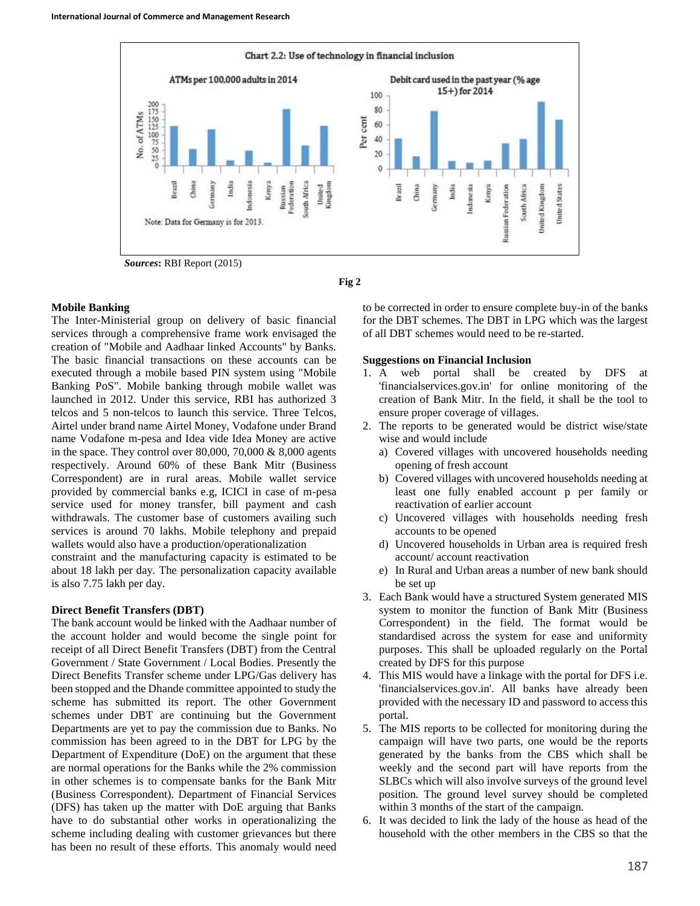Chart 2.2: Use of technology in financial inclusion

*Sources***:** RBI Report (2015)

**Fig 2**

### Mobile Banking

The Inter-Ministerial group on delivery of basic financial services through a comprehensive frame work envisaged the creation of "Mobile and Aadhaar linked Accounts" by Banks. The basic financial transactions on these accounts can be executed through a mobile based PIN system using "Mobile Banking PoS". Mobile banking through mobile wallet was launched in 2012. Under this service, RBI has authorized 3 telcos and 5 non-telcos to launch this service. Three Telcos, Airtel under brand name Airtel Money, Vodafone under Brand name Vodafone m-pesa and Idea vide Idea Money are active in the space. They control over 80,000, 70,000 & 8,000 agents respectively. Around 60% of these Bank Mitr (Business Correspondent) are in rural areas. Mobile wallet service provided by commercial banks e.g, ICICI in case of m-pesa service used for money transfer, bill payment and cash withdrawals. The customer base of customers availing such services is around 70 lakhs. Mobile telephony and prepaid wallets would also have a production/operationalization constraint and the manufacturing capacity is estimated to be about 18 lakh per day. The personalization capacity available is also 7.75 lakh per day.

### Direct Benefit Transfers (DBT)

The bank account would be linked with the Aadhaar number of the account holder and would become the single point for receipt of all Direct Benefit Transfers (DBT) from the Central Government / State Government / Local Bodies. Presently the Direct Benefits Transfer scheme under LPG/Gas delivery has been stopped and the Dhande committee appointed to study the scheme has submitted its report. The other Government schemes under DBT are continuing but the Government Departments are yet to pay the commission due to Banks. No commission has been agreed to in the DBT for LPG by the Department of Expenditure (DoE) on the argument that these are normal operations for the Banks while the 2% commission in other schemes is to compensate banks for the Bank Mitr (Business Correspondent). Department of Financial Services (DFS) has taken up the matter with DoE arguing that Banks have to do substantial other works in operationalizing the scheme including dealing with customer grievances but there has been no result of these efforts. This anomaly would need to be corrected in order to ensure complete buy-in of the banks for the DBT schemes. The DBT in LPG which was the largest of all DBT schemes would need to be re-started.

### Suggestions on Financial Inclusion

1. A web portal shall be created by DFS at 'financialservices.gov.in' for online monitoring of the creation of Bank Mitr. In the field, it shall be the tool to ensure proper coverage of villages.
2. The reports to be generated would be district wise/state wise and would include
   a) Covered villages with uncovered households needing opening of fresh account
   b) Covered villages with uncovered households needing at least one fully enabled account p per family or reactivation of earlier account
   c) Uncovered villages with households needing fresh accounts to be opened
   d) Uncovered households in Urban area is required fresh account/ account reactivation
   e) In Rural and Urban areas a number of new bank should be set up
3. Each Bank would have a structured System generated MIS system to monitor the function of Bank Mitr (Business Correspondent) in the field. The format would be standardised across the system for ease and uniformity purposes. This shall be uploaded regularly on the Portal created by DFS for this purpose
4. This MIS would have a linkage with the portal for DFS i.e. 'financialservices.gov.in'. All banks have already been provided with the necessary ID and password to access this portal.
5. The MIS reports to be collected for monitoring during the campaign will have two parts, one would be the reports generated by the banks from the CBS which shall be weekly and the second part will have reports from the SLBCs which will also involve surveys of the ground level position. The ground level survey should be completed within 3 months of the start of the campaign.
6. It was decided to link the lady of the house as head of the household with the other members in the CBS so that the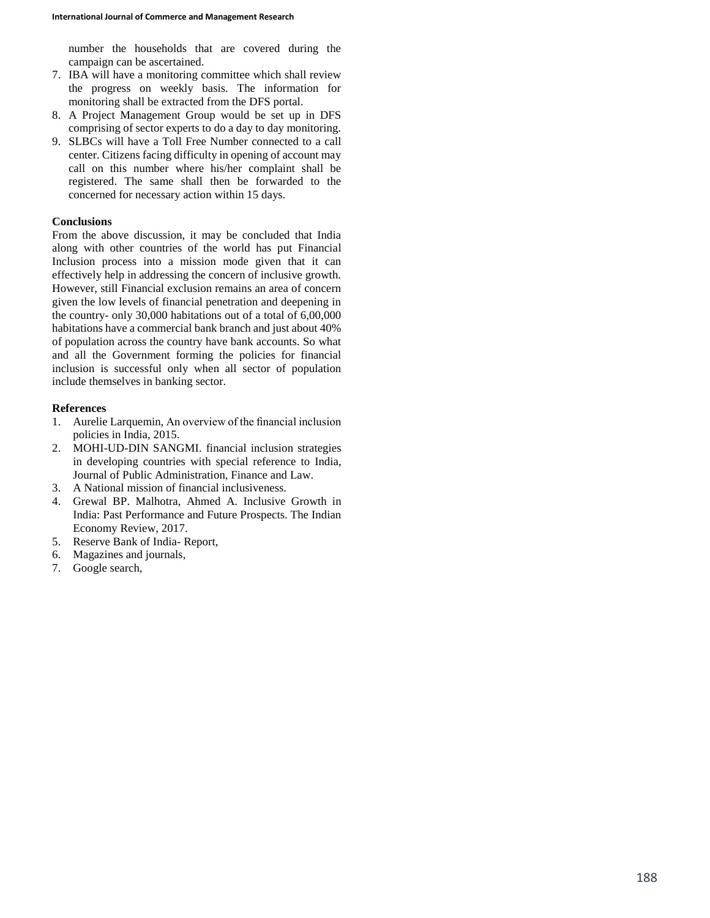number the households that are covered during the campaign can be ascertained.

7. IBA will have a monitoring committee which shall review the progress on weekly basis. The information for monitoring shall be extracted from the DFS portal.
8. A Project Management Group would be set up in DFS comprising of sector experts to do a day to day monitoring.
9. SLBCs will have a Toll Free Number connected to a call center. Citizens facing difficulty in opening of account may call on this number where his/her complaint shall be registered. The same shall then be forwarded to the concerned for necessary action within 15 days.

## Conclusions

From the above discussion, it may be concluded that India along with other countries of the world has put Financial Inclusion process into a mission mode given that it can effectively help in addressing the concern of inclusive growth. However, still Financial exclusion remains an area of concern given the low levels of financial penetration and deepening in the country- only 30,000 habitations out of a total of 6,00,000 habitations have a commercial bank branch and just about 40% of population across the country have bank accounts. So what and all the Government forming the policies for financial inclusion is successful only when all sector of population include themselves in banking sector.

## References

1. Aurelie Larquemin, An overview of the financial inclusion policies in India, 2015.
2. MOHI-UD-DIN SANGMI. financial inclusion strategies in developing countries with special reference to India, Journal of Public Administration, Finance and Law.
3. A National mission of financial inclusiveness.
4. Grewal BP. Malhotra, Ahmed A. Inclusive Growth in India: Past Performance and Future Prospects. The Indian Economy Review, 2017.
5. Reserve Bank of India- Report,
6. Magazines and journals,
7. Google search,